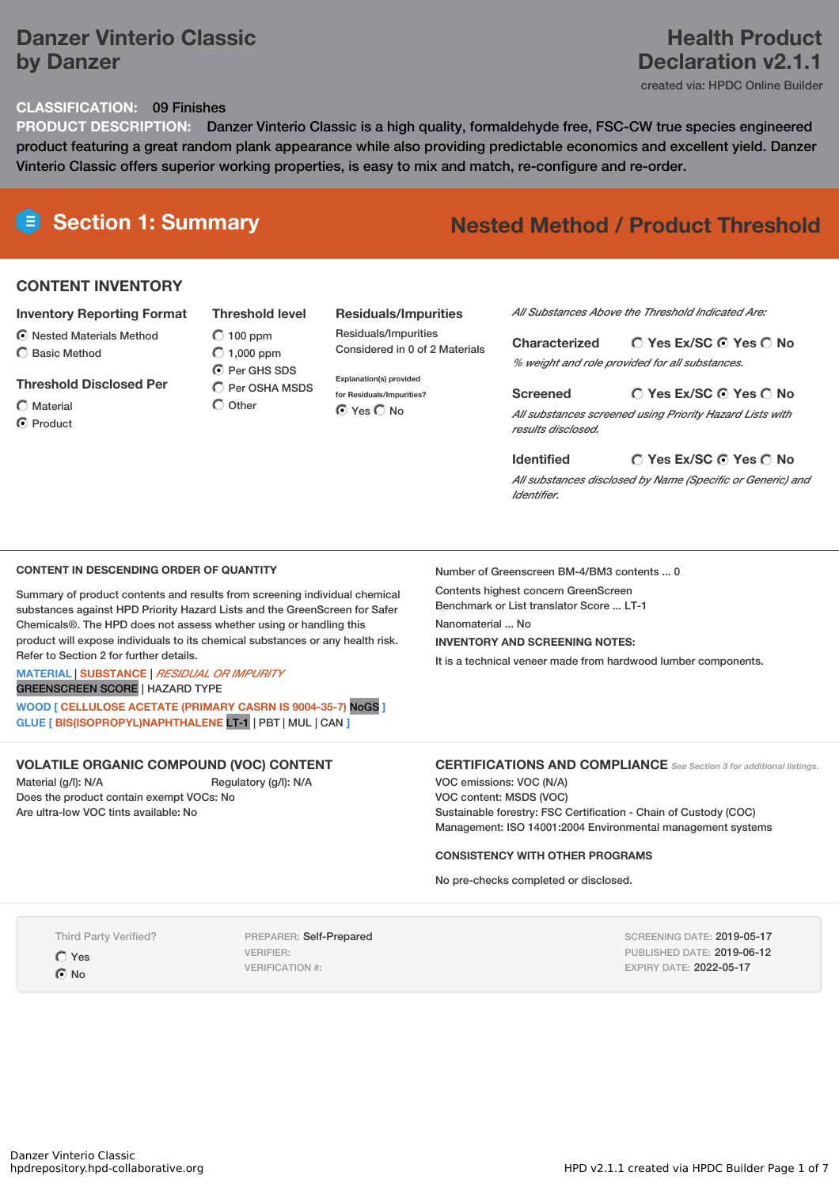# Danzer Vinterio Classic by Danzer

# Health Product Declaration v2.1.1

created via: HPDC Online Builder

**CLASSIFICATION:** 09 Finishes

**PRODUCT DESCRIPTION:** Danzer Vinterio Classic is a high quality, formaldehyde free, FSC-CW true species engineered product featuring a great random plank appearance while also providing predictable economics and excellent yield. Danzer Vinterio Classic offers superior working properties, is easy to mix and match, re-configure and re-order.

## Section 1: Summary

## Nested Method / Product Threshold

### CONTENT INVENTORY

**Inventory Reporting Format**

- (●) Nested Materials Method
- ( ) Basic Method

**Threshold Disclosed Per**

- ( ) Material
- (●) Product

**Threshold level**

- ( ) 100 ppm
- ( ) 1,000 ppm
- (●) Per GHS SDS
- ( ) Per OSHA MSDS
- ( ) Other

**Residuals/Impurities**

Residuals/Impurities Considered in 0 of 2 Materials

Explanation(s) provided for Residuals/Impurities?

(●) Yes ( ) No

*All Substances Above the Threshold Indicated Are:*

**Characterized** ( ) Yes Ex/SC (●) Yes ( ) No

*% weight and role provided for all substances.*

**Screened** ( ) Yes Ex/SC (●) Yes ( ) No

*All substances screened using Priority Hazard Lists with results disclosed.*

**Identified** ( ) Yes Ex/SC (●) Yes ( ) No

*All substances disclosed by Name (Specific or Generic) and Identifier.*

### CONTENT IN DESCENDING ORDER OF QUANTITY

Summary of product contents and results from screening individual chemical substances against HPD Priority Hazard Lists and the GreenScreen for Safer Chemicals®. The HPD does not assess whether using or handling this product will expose individuals to its chemical substances or any health risk. Refer to Section 2 for further details.

MATERIAL | SUBSTANCE | *RESIDUAL OR IMPURITY*
GREENSCREEN SCORE | HAZARD TYPE

WOOD [ CELLULOSE ACETATE (PRIMARY CASRN IS 9004-35-7) NoGS ]
GLUE [ BIS(ISOPROPYL)NAPHTHALENE LT-1 | PBT | MUL | CAN ]

Number of Greenscreen BM-4/BM3 contents ... 0

Contents highest concern GreenScreen Benchmark or List translator Score ... LT-1

Nanomaterial ... No

**INVENTORY AND SCREENING NOTES:**

It is a technical veneer made from hardwood lumber components.

### VOLATILE ORGANIC COMPOUND (VOC) CONTENT

Material (g/l): N/A Regulatory (g/l): N/A

Does the product contain exempt VOCs: No

Are ultra-low VOC tints available: No

### CERTIFICATIONS AND COMPLIANCE

*See Section 3 for additional listings.*

VOC emissions: VOC (N/A)

VOC content: MSDS (VOC)

Sustainable forestry: FSC Certification - Chain of Custody (COC)

Management: ISO 14001:2004 Environmental management systems

**CONSISTENCY WITH OTHER PROGRAMS**

No pre-checks completed or disclosed.

Third Party Verified?

- ( ) Yes
- (●) No

PREPARER: Self-Prepared
VERIFIER:
VERIFICATION #:

SCREENING DATE: 2019-05-17
PUBLISHED DATE: 2019-06-12
EXPIRY DATE: 2022-05-17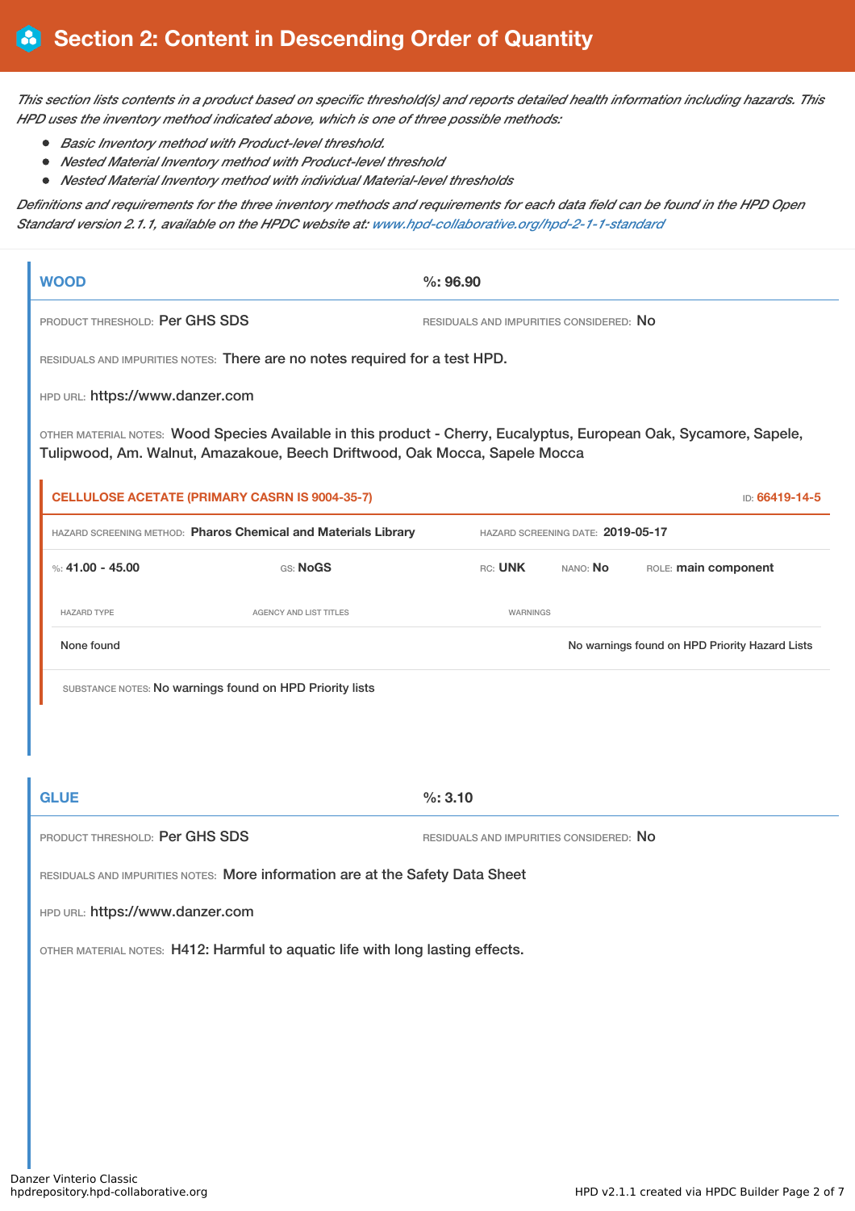# Section 2: Content in Descending Order of Quantity

*This section lists contents in a product based on specific threshold(s) and reports detailed health information including hazards. This HPD uses the inventory method indicated above, which is one of three possible methods:*

- *Basic Inventory method with Product-level threshold.*
- *Nested Material Inventory method with Product-level threshold*
- *Nested Material Inventory method with individual Material-level thresholds*

*Definitions and requirements for the three inventory methods and requirements for each data field can be found in the HPD Open Standard version 2.1.1, available on the HPDC website at: www.hpd-collaborative.org/hpd-2-1-1-standard*

## WOOD

**%: 96.90**

PRODUCT THRESHOLD: Per GHS SDS

RESIDUALS AND IMPURITIES CONSIDERED: No

RESIDUALS AND IMPURITIES NOTES: There are no notes required for a test HPD.

HPD URL: https://www.danzer.com

OTHER MATERIAL NOTES: Wood Species Available in this product - Cherry, Eucalyptus, European Oak, Sycamore, Sapele, Tulipwood, Am. Walnut, Amazakoue, Beech Driftwood, Oak Mocca, Sapele Mocca

### CELLULOSE ACETATE (PRIMARY CASRN IS 9004-35-7)

ID: 66419-14-5

HAZARD SCREENING METHOD: **Pharos Chemical and Materials Library**

HAZARD SCREENING DATE: **2019-05-17**

%: **41.00 - 45.00** GS: **NoGS** RC: **UNK** NANO: **No** ROLE: **main component**

| HAZARD TYPE | AGENCY AND LIST TITLES | WARNINGS |
| --- | --- | --- |
| None found | | No warnings found on HPD Priority Hazard Lists |

SUBSTANCE NOTES: No warnings found on HPD Priority lists

## GLUE

**%: 3.10**

PRODUCT THRESHOLD: Per GHS SDS

RESIDUALS AND IMPURITIES CONSIDERED: No

RESIDUALS AND IMPURITIES NOTES: More information are at the Safety Data Sheet

HPD URL: https://www.danzer.com

OTHER MATERIAL NOTES: H412: Harmful to aquatic life with long lasting effects.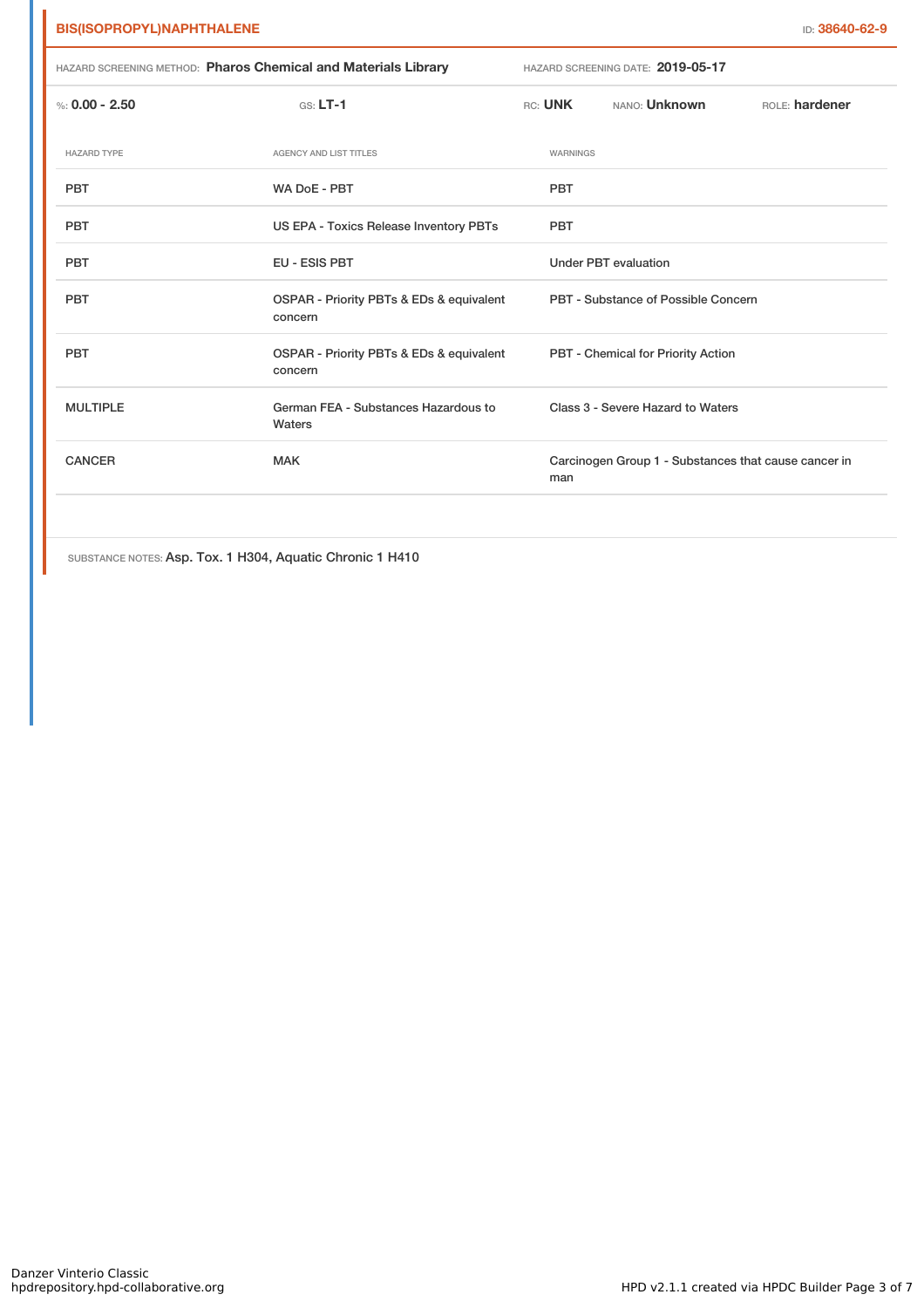## BIS(ISOPROPYL)NAPHTHALENE

ID: 38640-62-9

HAZARD SCREENING METHOD: **Pharos Chemical and Materials Library** HAZARD SCREENING DATE: **2019-05-17**

%: **0.00 - 2.50** GS: **LT-1** RC: **UNK** NANO: **Unknown** ROLE: **hardener**

| HAZARD TYPE | AGENCY AND LIST TITLES | WARNINGS |
|---|---|---|
| PBT | WA DoE - PBT | PBT |
| PBT | US EPA - Toxics Release Inventory PBTs | PBT |
| PBT | EU - ESIS PBT | Under PBT evaluation |
| PBT | OSPAR - Priority PBTs & EDs & equivalent concern | PBT - Substance of Possible Concern |
| PBT | OSPAR - Priority PBTs & EDs & equivalent concern | PBT - Chemical for Priority Action |
| MULTIPLE | German FEA - Substances Hazardous to Waters | Class 3 - Severe Hazard to Waters |
| CANCER | MAK | Carcinogen Group 1 - Substances that cause cancer in man |

SUBSTANCE NOTES: Asp. Tox. 1 H304, Aquatic Chronic 1 H410

Danzer Vinterio Classic
hpdrepository.hpd-collaborative.org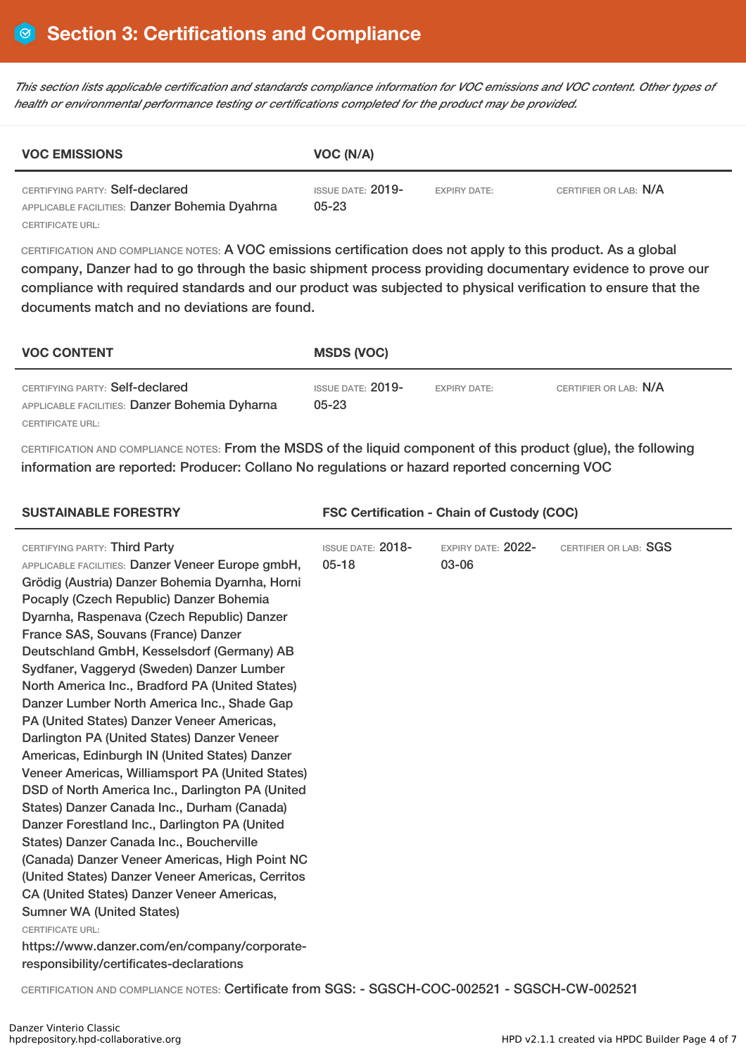# Section 3: Certifications and Compliance

*This section lists applicable certification and standards compliance information for VOC emissions and VOC content. Other types of health or environmental performance testing or certifications completed for the product may be provided.*

| VOC EMISSIONS | VOC (N/A) | | |
|---|---|---|---|
| CERTIFYING PARTY: Self-declared<br>APPLICABLE FACILITIES: Danzer Bohemia Dyahrna<br>CERTIFICATE URL: | ISSUE DATE: 2019-05-23 | EXPIRY DATE: | CERTIFIER OR LAB: N/A |

CERTIFICATION AND COMPLIANCE NOTES: A VOC emissions certification does not apply to this product. As a global company, Danzer had to go through the basic shipment process providing documentary evidence to prove our compliance with required standards and our product was subjected to physical verification to ensure that the documents match and no deviations are found.

| VOC CONTENT | MSDS (VOC) | | |
|---|---|---|---|
| CERTIFYING PARTY: Self-declared<br>APPLICABLE FACILITIES: Danzer Bohemia Dyharna<br>CERTIFICATE URL: | ISSUE DATE: 2019-05-23 | EXPIRY DATE: | CERTIFIER OR LAB: N/A |

CERTIFICATION AND COMPLIANCE NOTES: From the MSDS of the liquid component of this product (glue), the following information are reported: Producer: Collano No regulations or hazard reported concerning VOC

| SUSTAINABLE FORESTRY | FSC Certification - Chain of Custody (COC) | | |
|---|---|---|---|
| CERTIFYING PARTY: Third Party<br>APPLICABLE FACILITIES: Danzer Veneer Europe gmbH, Grödig (Austria) Danzer Bohemia Dyarnha, Horni Pocaply (Czech Republic) Danzer Bohemia Dyarnha, Raspenava (Czech Republic) Danzer France SAS, Souvans (France) Danzer Deutschland GmbH, Kesselsdorf (Germany) AB Sydfaner, Vaggeryd (Sweden) Danzer Lumber North America Inc., Bradford PA (United States) Danzer Lumber North America Inc., Shade Gap PA (United States) Danzer Veneer Americas, Darlington PA (United States) Danzer Veneer Americas, Edinburgh IN (United States) Danzer Veneer Americas, Williamsport PA (United States) DSD of North America Inc., Darlington PA (United States) Danzer Canada Inc., Durham (Canada) Danzer Forestland Inc., Darlington PA (United States) Danzer Canada Inc., Boucherville (Canada) Danzer Veneer Americas, High Point NC (United States) Danzer Veneer Americas, Cerritos CA (United States) Danzer Veneer Americas, Sumner WA (United States)<br>CERTIFICATE URL:<br>https://www.danzer.com/en/company/corporate-responsibility/certificates-declarations | ISSUE DATE: 2018-05-18 | EXPIRY DATE: 2022-03-06 | CERTIFIER OR LAB: SGS |

CERTIFICATION AND COMPLIANCE NOTES: Certificate from SGS: - SGSCH-COC-002521 - SGSCH-CW-002521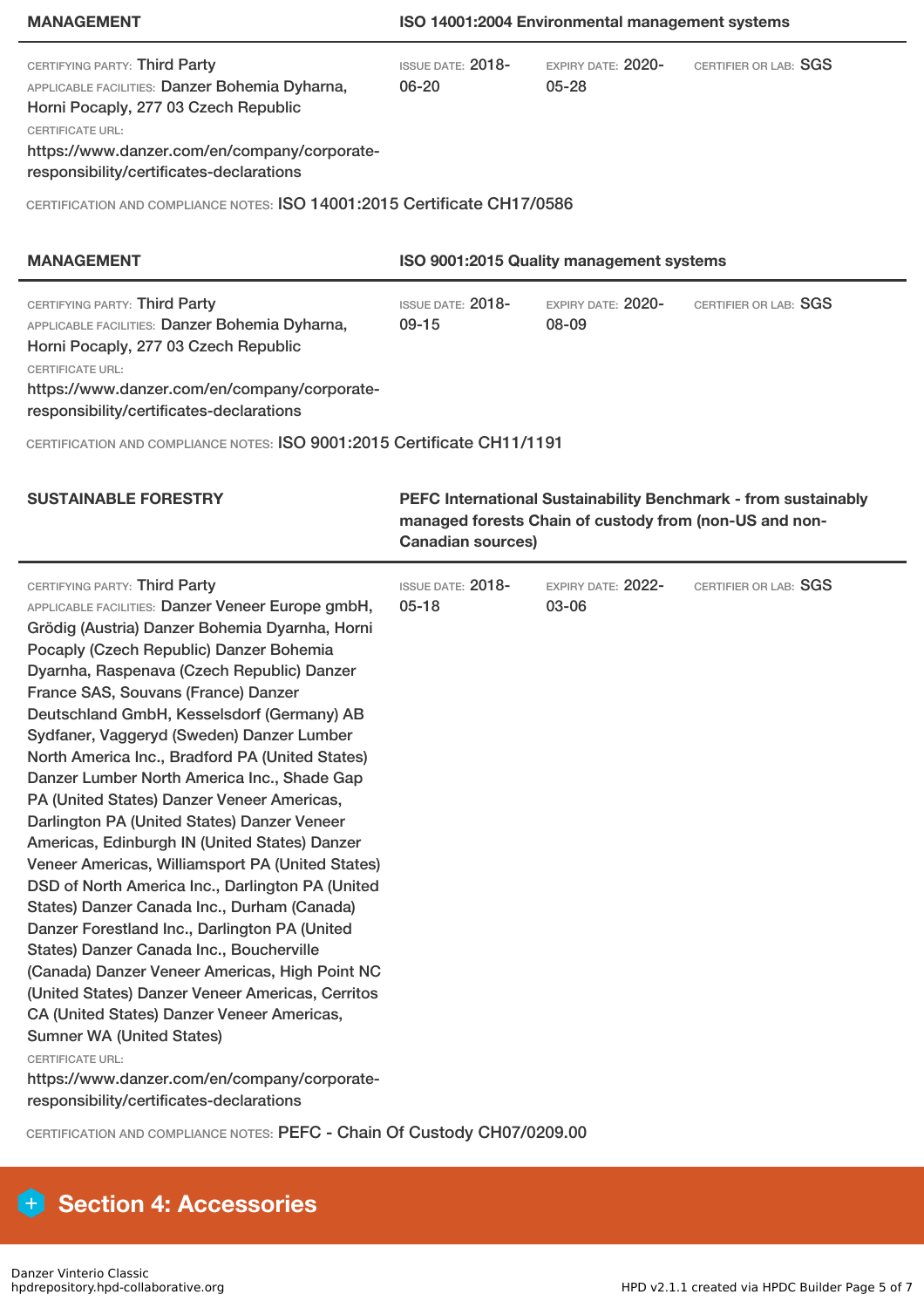| MANAGEMENT | ISO 14001:2004 Environmental management systems | | |
|---|---|---|---|
| CERTIFYING PARTY: Third Party<br>APPLICABLE FACILITIES: Danzer Bohemia Dyharna, Horni Pocaply, 277 03 Czech Republic<br>CERTIFICATE URL:<br>https://www.danzer.com/en/company/corporate-responsibility/certificates-declarations | ISSUE DATE: 2018-06-20 | EXPIRY DATE: 2020-05-28 | CERTIFIER OR LAB: SGS |

CERTIFICATION AND COMPLIANCE NOTES: ISO 14001:2015 Certificate CH17/0586

| MANAGEMENT | ISO 9001:2015 Quality management systems | | |
|---|---|---|---|
| CERTIFYING PARTY: Third Party<br>APPLICABLE FACILITIES: Danzer Bohemia Dyharna, Horni Pocaply, 277 03 Czech Republic<br>CERTIFICATE URL:<br>https://www.danzer.com/en/company/corporate-responsibility/certificates-declarations | ISSUE DATE: 2018-09-15 | EXPIRY DATE: 2020-08-09 | CERTIFIER OR LAB: SGS |

CERTIFICATION AND COMPLIANCE NOTES: ISO 9001:2015 Certificate CH11/1191

| SUSTAINABLE FORESTRY | PEFC International Sustainability Benchmark - from sustainably managed forests Chain of custody from (non-US and non-Canadian sources) | | |
|---|---|---|---|
| CERTIFYING PARTY: Third Party<br>APPLICABLE FACILITIES: Danzer Veneer Europe gmbH, Grödig (Austria) Danzer Bohemia Dyarnha, Horni Pocaply (Czech Republic) Danzer Bohemia Dyarnha, Raspenava (Czech Republic) Danzer France SAS, Souvans (France) Danzer Deutschland GmbH, Kesselsdorf (Germany) AB Sydfaner, Vaggeryd (Sweden) Danzer Lumber North America Inc., Bradford PA (United States) Danzer Lumber North America Inc., Shade Gap PA (United States) Danzer Veneer Americas, Darlington PA (United States) Danzer Veneer Americas, Edinburgh IN (United States) Danzer Veneer Americas, Williamsport PA (United States) DSD of North America Inc., Darlington PA (United States) Danzer Canada Inc., Durham (Canada) Danzer Forestland Inc., Darlington PA (United States) Danzer Canada Inc., Boucherville (Canada) Danzer Veneer Americas, High Point NC (United States) Danzer Veneer Americas, Cerritos CA (United States) Danzer Veneer Americas, Sumner WA (United States)<br>CERTIFICATE URL:<br>https://www.danzer.com/en/company/corporate-responsibility/certificates-declarations | ISSUE DATE: 2018-05-18 | EXPIRY DATE: 2022-03-06 | CERTIFIER OR LAB: SGS |

CERTIFICATION AND COMPLIANCE NOTES: PEFC - Chain Of Custody CH07/0209.00

## Section 4: Accessories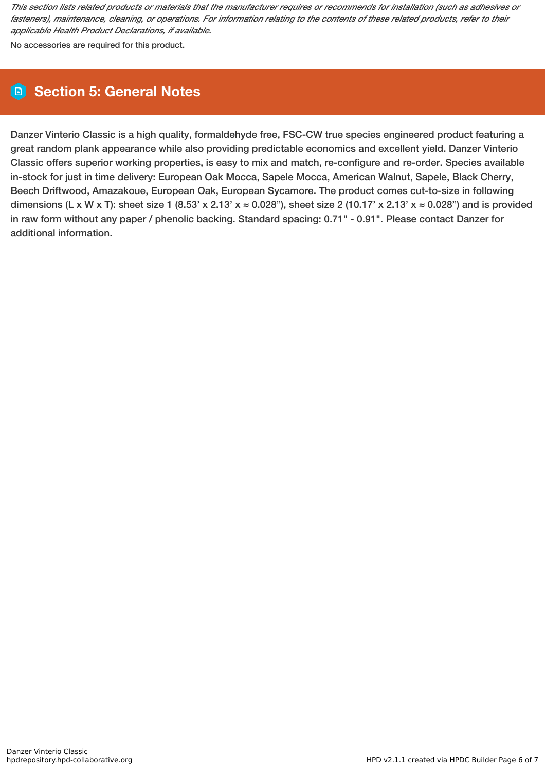*This section lists related products or materials that the manufacturer requires or recommends for installation (such as adhesives or fasteners), maintenance, cleaning, or operations. For information relating to the contents of these related products, refer to their applicable Health Product Declarations, if available.*

No accessories are required for this product.

## Section 5: General Notes

Danzer Vinterio Classic is a high quality, formaldehyde free, FSC-CW true species engineered product featuring a great random plank appearance while also providing predictable economics and excellent yield. Danzer Vinterio Classic offers superior working properties, is easy to mix and match, re-configure and re-order. Species available in-stock for just in time delivery: European Oak Mocca, Sapele Mocca, American Walnut, Sapele, Black Cherry, Beech Driftwood, Amazakoue, European Oak, European Sycamore. The product comes cut-to-size in following dimensions (L x W x T): sheet size 1 (8.53’ x 2.13’ x ≈ 0.028”), sheet size 2 (10.17’ x 2.13’ x ≈ 0.028”) and is provided in raw form without any paper / phenolic backing. Standard spacing: 0.71" - 0.91". Please contact Danzer for additional information.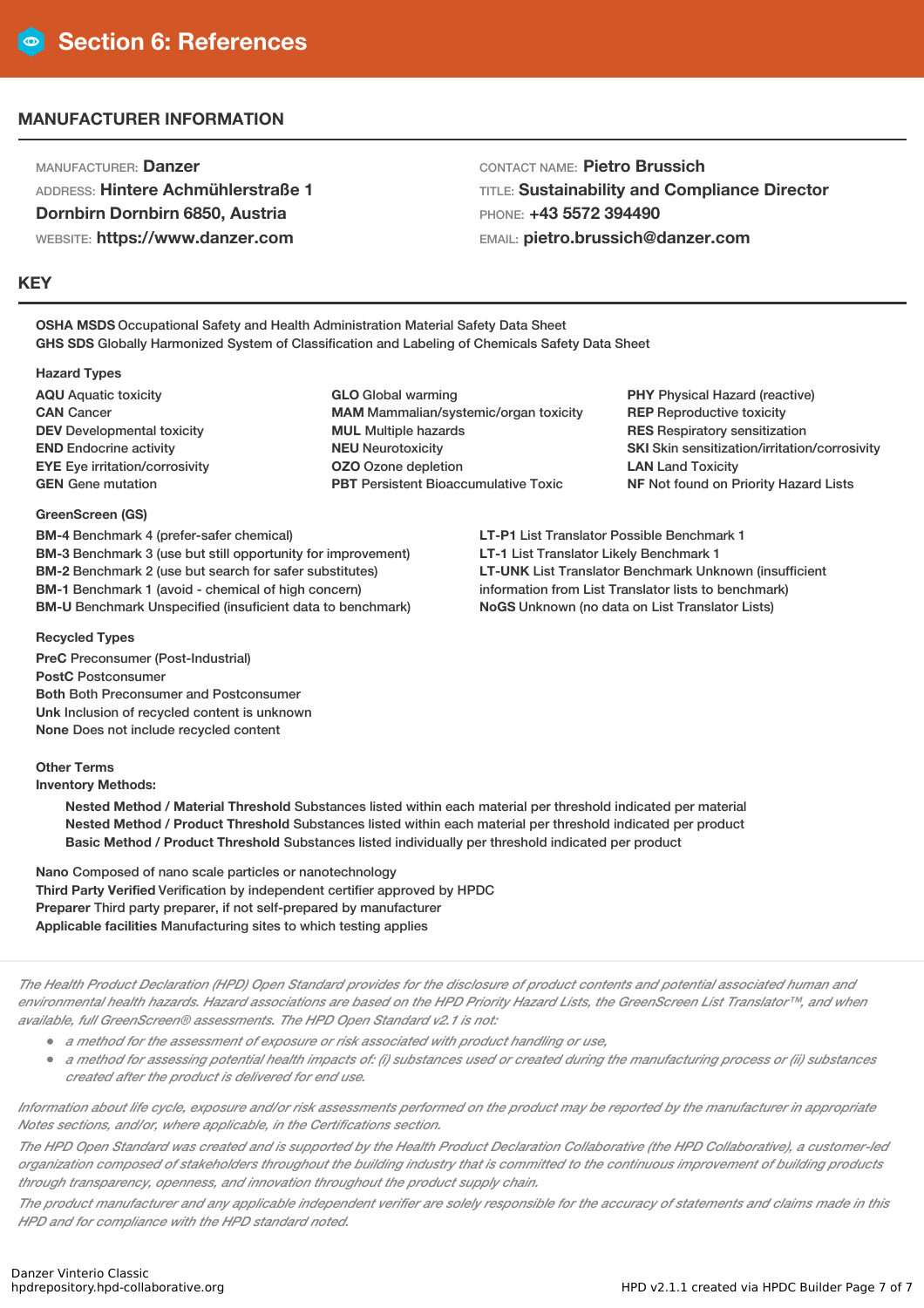# Section 6: References

## MANUFACTURER INFORMATION

MANUFACTURER: **Danzer**
ADDRESS: **Hintere Achmühlerstraße 1**
**Dornbirn Dornbirn 6850, Austria**
WEBSITE: **https://www.danzer.com**

CONTACT NAME: **Pietro Brussich**
TITLE: **Sustainability and Compliance Director**
PHONE: **+43 5572 394490**
EMAIL: **pietro.brussich@danzer.com**

## KEY

**OSHA MSDS** Occupational Safety and Health Administration Material Safety Data Sheet
**GHS SDS** Globally Harmonized System of Classification and Labeling of Chemicals Safety Data Sheet

### Hazard Types

**AQU** Aquatic toxicity
**CAN** Cancer
**DEV** Developmental toxicity
**END** Endocrine activity
**EYE** Eye irritation/corrosivity
**GEN** Gene mutation
**GLO** Global warming
**MAM** Mammalian/systemic/organ toxicity
**MUL** Multiple hazards
**NEU** Neurotoxicity
**OZO** Ozone depletion
**PBT** Persistent Bioaccumulative Toxic
**PHY** Physical Hazard (reactive)
**REP** Reproductive toxicity
**RES** Respiratory sensitization
**SKI** Skin sensitization/irritation/corrosivity
**LAN** Land Toxicity
**NF** Not found on Priority Hazard Lists

### GreenScreen (GS)

**BM-4** Benchmark 4 (prefer-safer chemical)
**BM-3** Benchmark 3 (use but still opportunity for improvement)
**BM-2** Benchmark 2 (use but search for safer substitutes)
**BM-1** Benchmark 1 (avoid - chemical of high concern)
**BM-U** Benchmark Unspecified (insuficient data to benchmark)
**LT-P1** List Translator Possible Benchmark 1
**LT-1** List Translator Likely Benchmark 1
**LT-UNK** List Translator Benchmark Unknown (insufficient information from List Translator lists to benchmark)
**NoGS** Unknown (no data on List Translator Lists)

### Recycled Types

**PreC** Preconsumer (Post-Industrial)
**PostC** Postconsumer
**Both** Both Preconsumer and Postconsumer
**Unk** Inclusion of recycled content is unknown
**None** Does not include recycled content

### Other Terms

**Inventory Methods:**

- **Nested Method / Material Threshold** Substances listed within each material per threshold indicated per material
- **Nested Method / Product Threshold** Substances listed within each material per threshold indicated per product
- **Basic Method / Product Threshold** Substances listed individually per threshold indicated per product

**Nano** Composed of nano scale particles or nanotechnology
**Third Party Verified** Verification by independent certifier approved by HPDC
**Preparer** Third party preparer, if not self-prepared by manufacturer
**Applicable facilities** Manufacturing sites to which testing applies

*The Health Product Declaration (HPD) Open Standard provides for the disclosure of product contents and potential associated human and environmental health hazards. Hazard associations are based on the HPD Priority Hazard Lists, the GreenScreen List Translator™, and when available, full GreenScreen® assessments. The HPD Open Standard v2.1 is not:*

- *a method for the assessment of exposure or risk associated with product handling or use,*
- *a method for assessing potential health impacts of: (i) substances used or created during the manufacturing process or (ii) substances created after the product is delivered for end use.*

*Information about life cycle, exposure and/or risk assessments performed on the product may be reported by the manufacturer in appropriate Notes sections, and/or, where applicable, in the Certifications section.*

*The HPD Open Standard was created and is supported by the Health Product Declaration Collaborative (the HPD Collaborative), a customer-led organization composed of stakeholders throughout the building industry that is committed to the continuous improvement of building products through transparency, openness, and innovation throughout the product supply chain.*

*The product manufacturer and any applicable independent verifier are solely responsible for the accuracy of statements and claims made in this HPD and for compliance with the HPD standard noted.*